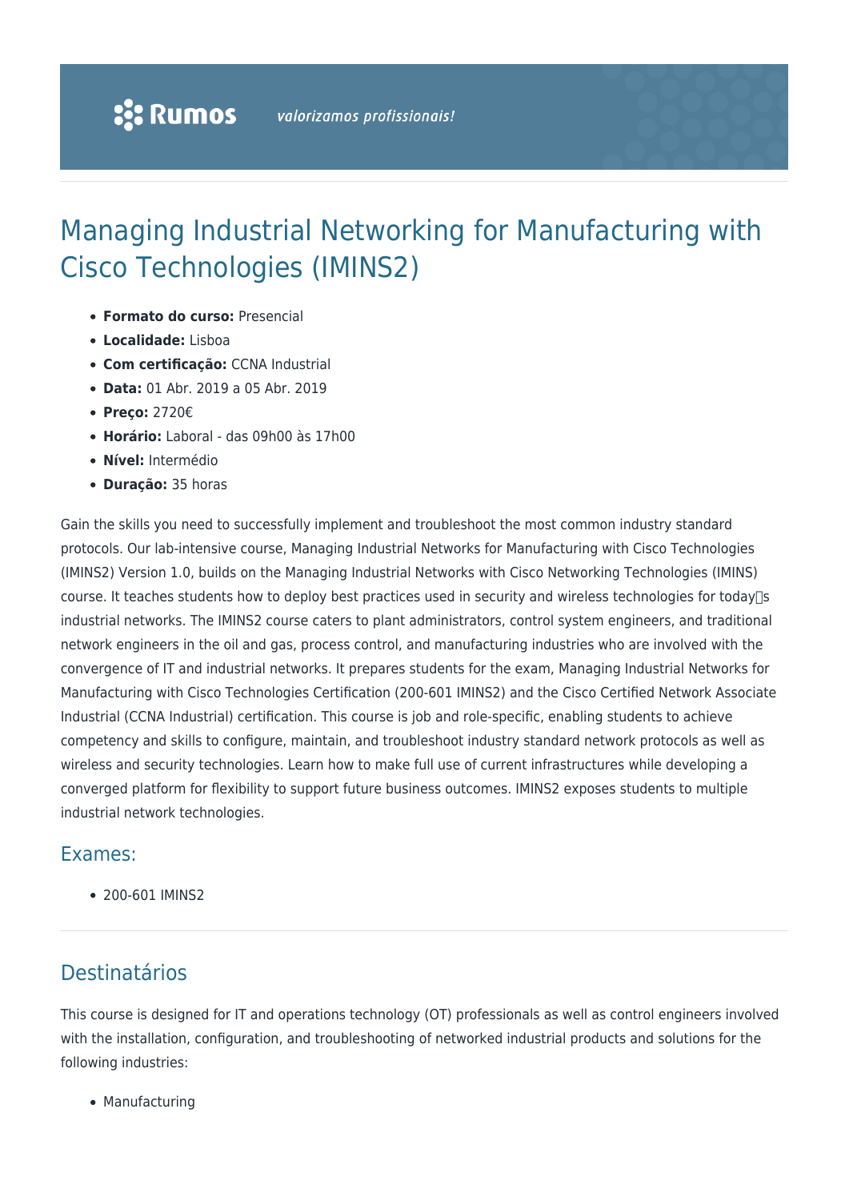# Managing Industrial Networking for Manufacturing with Cisco Technologies (IMINS2)

- **Formato do curso:** Presencial
- **Localidade:** Lisboa
- **Com certificação:** CCNA Industrial
- **Data:** 01 Abr. 2019 a 05 Abr. 2019
- **Preço:** 2720€
- **Horário:** Laboral - das 09h00 às 17h00
- **Nível:** Intermédio
- **Duração:** 35 horas

Gain the skills you need to successfully implement and troubleshoot the most common industry standard protocols. Our lab-intensive course, Managing Industrial Networks for Manufacturing with Cisco Technologies (IMINS2) Version 1.0, builds on the Managing Industrial Networks with Cisco Networking Technologies (IMINS) course. It teaches students how to deploy best practices used in security and wireless technologies for today�s industrial networks. The IMINS2 course caters to plant administrators, control system engineers, and traditional network engineers in the oil and gas, process control, and manufacturing industries who are involved with the convergence of IT and industrial networks. It prepares students for the exam, Managing Industrial Networks for Manufacturing with Cisco Technologies Certification (200-601 IMINS2) and the Cisco Certified Network Associate Industrial (CCNA Industrial) certification. This course is job and role-specific, enabling students to achieve competency and skills to configure, maintain, and troubleshoot industry standard network protocols as well as wireless and security technologies. Learn how to make full use of current infrastructures while developing a converged platform for flexibility to support future business outcomes. IMINS2 exposes students to multiple industrial network technologies.

## Exames:

- 200-601 IMINS2

## Destinatários

This course is designed for IT and operations technology (OT) professionals as well as control engineers involved with the installation, configuration, and troubleshooting of networked industrial products and solutions for the following industries:

- Manufacturing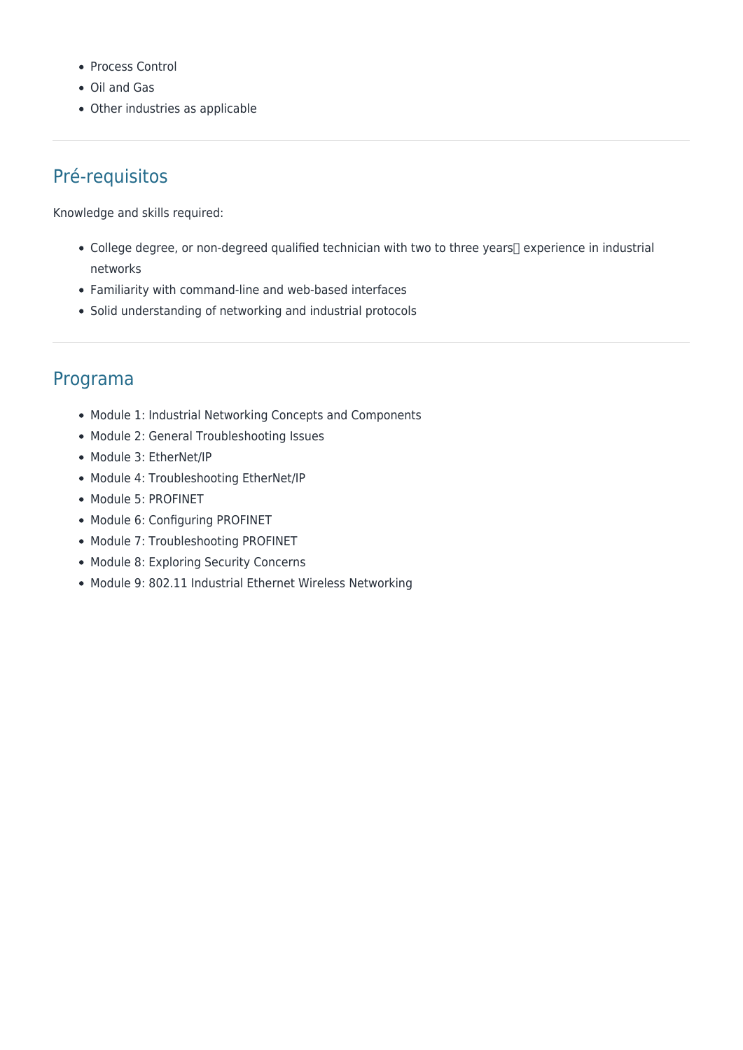- Process Control
- Oil and Gas
- Other industries as applicable

## Pré-requisitos

Knowledge and skills required:

- College degree, or non-degreed qualified technician with two to three years experience in industrial networks
- Familiarity with command-line and web-based interfaces
- Solid understanding of networking and industrial protocols

## Programa

- Module 1: Industrial Networking Concepts and Components
- Module 2: General Troubleshooting Issues
- Module 3: EtherNet/IP
- Module 4: Troubleshooting EtherNet/IP
- Module 5: PROFINET
- Module 6: Configuring PROFINET
- Module 7: Troubleshooting PROFINET
- Module 8: Exploring Security Concerns
- Module 9: 802.11 Industrial Ethernet Wireless Networking